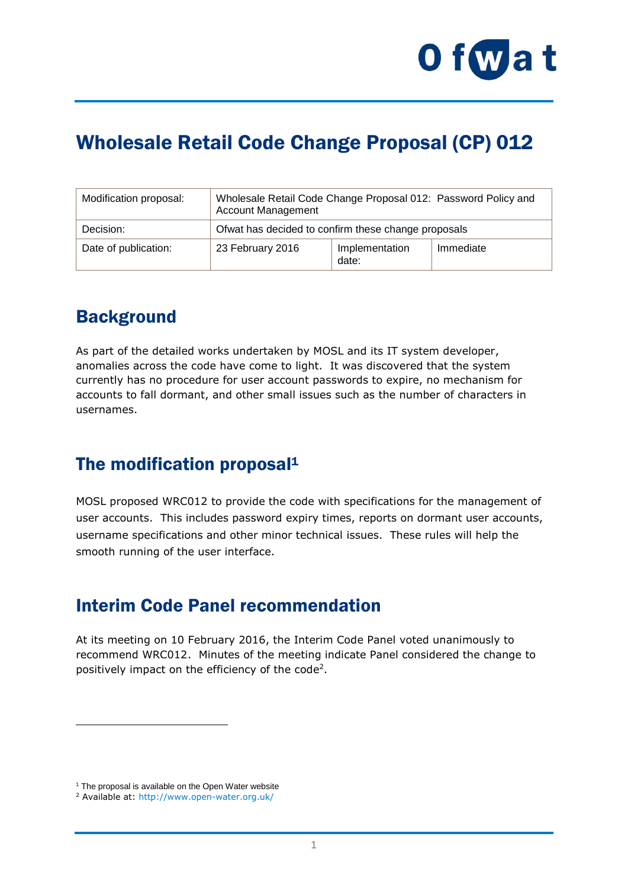# Wholesale Retail Code Change Proposal (CP) 012

| Modification proposal: | Wholesale Retail Code Change Proposal 012: Password Policy and Account Management | | |
|---|---|---|---|
| Decision: | Ofwat has decided to confirm these change proposals | | |
| Date of publication: | 23 February 2016 | Implementation date: | Immediate |

## Background

As part of the detailed works undertaken by MOSL and its IT system developer, anomalies across the code have come to light. It was discovered that the system currently has no procedure for user account passwords to expire, no mechanism for accounts to fall dormant, and other small issues such as the number of characters in usernames.

## The modification proposal[1]

MOSL proposed WRC012 to provide the code with specifications for the management of user accounts. This includes password expiry times, reports on dormant user accounts, username specifications and other minor technical issues. These rules will help the smooth running of the user interface.

## Interim Code Panel recommendation

At its meeting on 10 February 2016, the Interim Code Panel voted unanimously to recommend WRC012. Minutes of the meeting indicate Panel considered the change to positively impact on the efficiency of the code[2].

---

[1] The proposal is available on the Open Water website

[2] Available at: http://www.open-water.org.uk/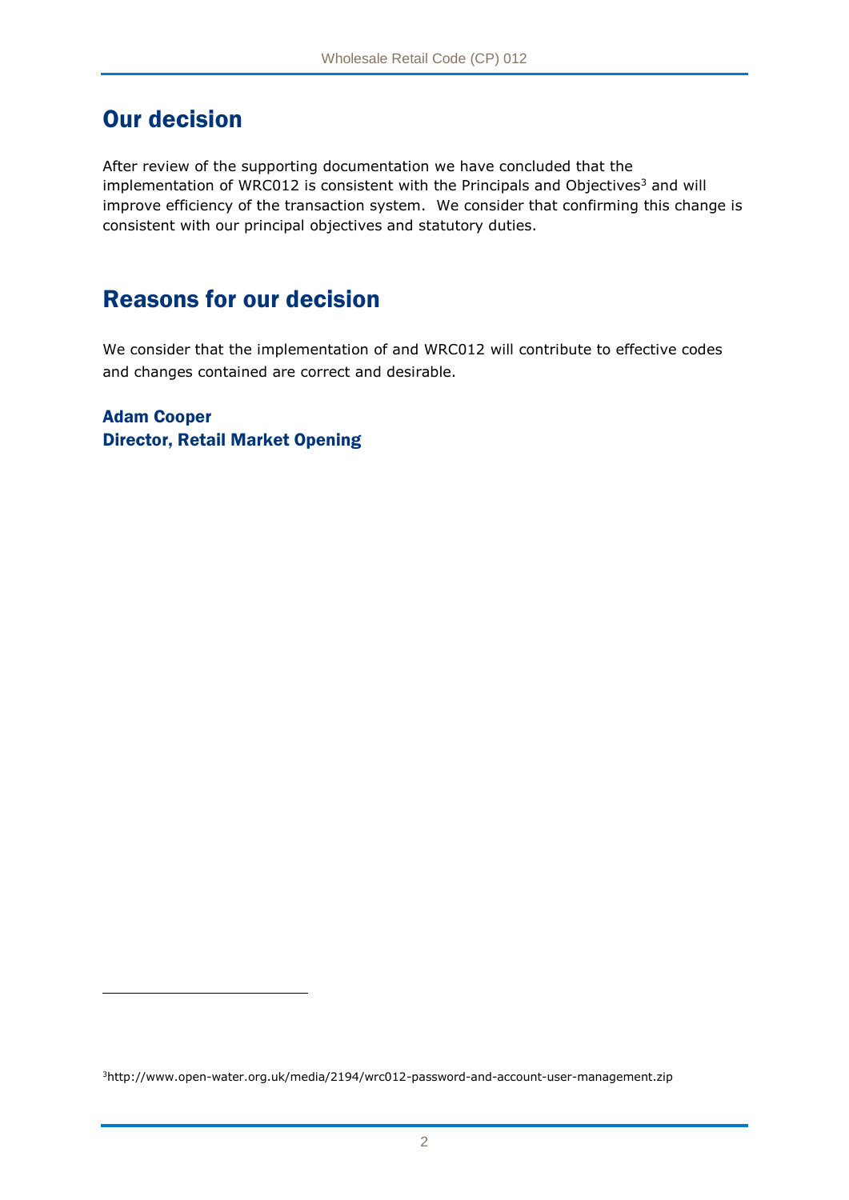## Our decision

After review of the supporting documentation we have concluded that the implementation of WRC012 is consistent with the Principals and Objectives[3] and will improve efficiency of the transaction system. We consider that confirming this change is consistent with our principal objectives and statutory duties.

## Reasons for our decision

We consider that the implementation of and WRC012 will contribute to effective codes and changes contained are correct and desirable.

**Adam Cooper**
**Director, Retail Market Opening**

---

[3]http://www.open-water.org.uk/media/2194/wrc012-password-and-account-user-management.zip